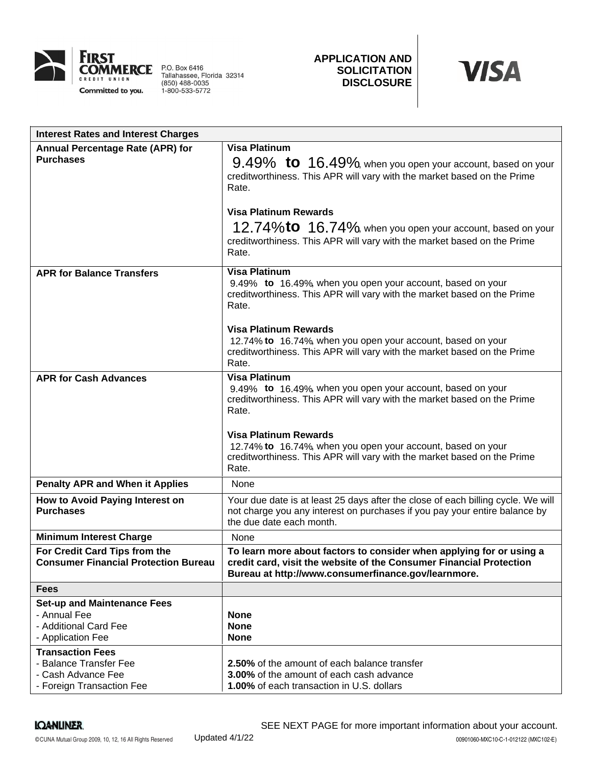**FIRST COMMERCE CREDIT UNION**
Committed to you.

P.O. Box 6416
Tallahassee, Florida 32314
(850) 488-0035
1-800-533-5772

# APPLICATION AND SOLICITATION DISCLOSURE

VISA

| Interest Rates and Interest Charges | |
|---|---|
| **Annual Percentage Rate (APR) for Purchases** | **Visa Platinum**<br>9.49% **to** 16.49%, when you open your account, based on your creditworthiness. This APR will vary with the market based on the Prime Rate.<br><br>**Visa Platinum Rewards**<br>12.74% **to** 16.74%, when you open your account, based on your creditworthiness. This APR will vary with the market based on the Prime Rate. |
| **APR for Balance Transfers** | **Visa Platinum**<br>9.49% **to** 16.49%, when you open your account, based on your creditworthiness. This APR will vary with the market based on the Prime Rate.<br><br>**Visa Platinum Rewards**<br>12.74% **to** 16.74%, when you open your account, based on your creditworthiness. This APR will vary with the market based on the Prime Rate. |
| **APR for Cash Advances** | **Visa Platinum**<br>9.49% **to** 16.49%, when you open your account, based on your creditworthiness. This APR will vary with the market based on the Prime Rate.<br><br>**Visa Platinum Rewards**<br>12.74% **to** 16.74%, when you open your account, based on your creditworthiness. This APR will vary with the market based on the Prime Rate. |
| **Penalty APR and When it Applies** | None |
| **How to Avoid Paying Interest on Purchases** | Your due date is at least 25 days after the close of each billing cycle. We will not charge you any interest on purchases if you pay your entire balance by the due date each month. |
| **Minimum Interest Charge** | None |
| **For Credit Card Tips from the Consumer Financial Protection Bureau** | **To learn more about factors to consider when applying for or using a credit card, visit the website of the Consumer Financial Protection Bureau at http://www.consumerfinance.gov/learnmore.** |
| **Fees** | |
| **Set-up and Maintenance Fees**<br>- Annual Fee<br>- Additional Card Fee<br>- Application Fee | <br>**None**<br>**None**<br>**None** |
| **Transaction Fees**<br>- Balance Transfer Fee<br>- Cash Advance Fee<br>- Foreign Transaction Fee | <br>**2.50%** of the amount of each balance transfer<br>**3.00%** of the amount of each cash advance<br>**1.00%** of each transaction in U.S. dollars |

SEE NEXT PAGE for more important information about your account.

LOANLINER. ©CUNA Mutual Group 2009, 10, 12, 16 All Rights Reserved Updated 4/1/22 00901060-MXC10-C-1-012122 (MXC102-E)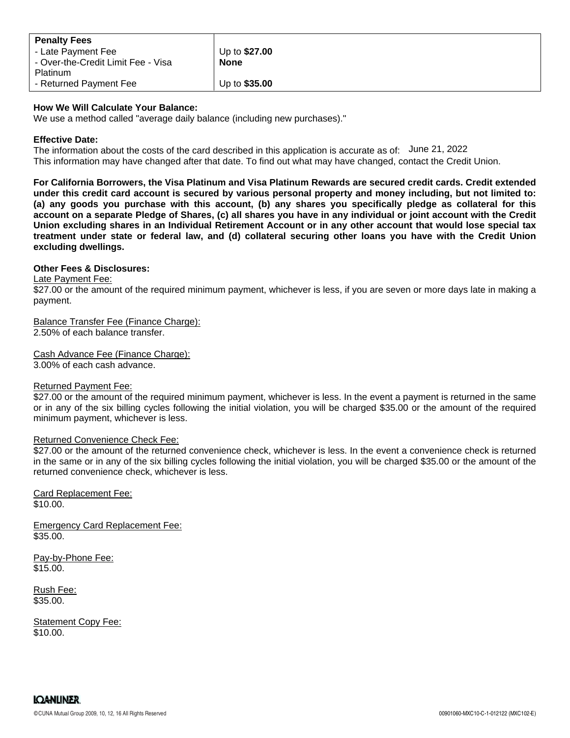| | |
|---|---|
| **Penalty Fees** | |
| - Late Payment Fee | Up to **$27.00** |
| - Over-the-Credit Limit Fee - Visa Platinum | **None** |
| - Returned Payment Fee | Up to **$35.00** |

**How We Will Calculate Your Balance:**
We use a method called "average daily balance (including new purchases)."

**Effective Date:**
The information about the costs of the card described in this application is accurate as of: June 21, 2022
This information may have changed after that date. To find out what may have changed, contact the Credit Union.

**For California Borrowers, the Visa Platinum and Visa Platinum Rewards are secured credit cards. Credit extended under this credit card account is secured by various personal property and money including, but not limited to: (a) any goods you purchase with this account, (b) any shares you specifically pledge as collateral for this account on a separate Pledge of Shares, (c) all shares you have in any individual or joint account with the Credit Union excluding shares in an Individual Retirement Account or in any other account that would lose special tax treatment under state or federal law, and (d) collateral securing other loans you have with the Credit Union excluding dwellings.**

**Other Fees & Disclosures:**

Late Payment Fee:
$27.00 or the amount of the required minimum payment, whichever is less, if you are seven or more days late in making a payment.

Balance Transfer Fee (Finance Charge):
2.50% of each balance transfer.

Cash Advance Fee (Finance Charge):
3.00% of each cash advance.

Returned Payment Fee:
$27.00 or the amount of the required minimum payment, whichever is less. In the event a payment is returned in the same or in any of the six billing cycles following the initial violation, you will be charged $35.00 or the amount of the required minimum payment, whichever is less.

Returned Convenience Check Fee:
$27.00 or the amount of the returned convenience check, whichever is less. In the event a convenience check is returned in the same or in any of the six billing cycles following the initial violation, you will be charged $35.00 or the amount of the returned convenience check, whichever is less.

Card Replacement Fee:
$10.00.

Emergency Card Replacement Fee:
$35.00.

Pay-by-Phone Fee:
$15.00.

Rush Fee:
$35.00.

Statement Copy Fee:
$10.00.

LOANLINER.

©CUNA Mutual Group 2009, 10, 12, 16 All Rights Reserved

00901060-MXC10-C-1-012122 (MXC102-E)